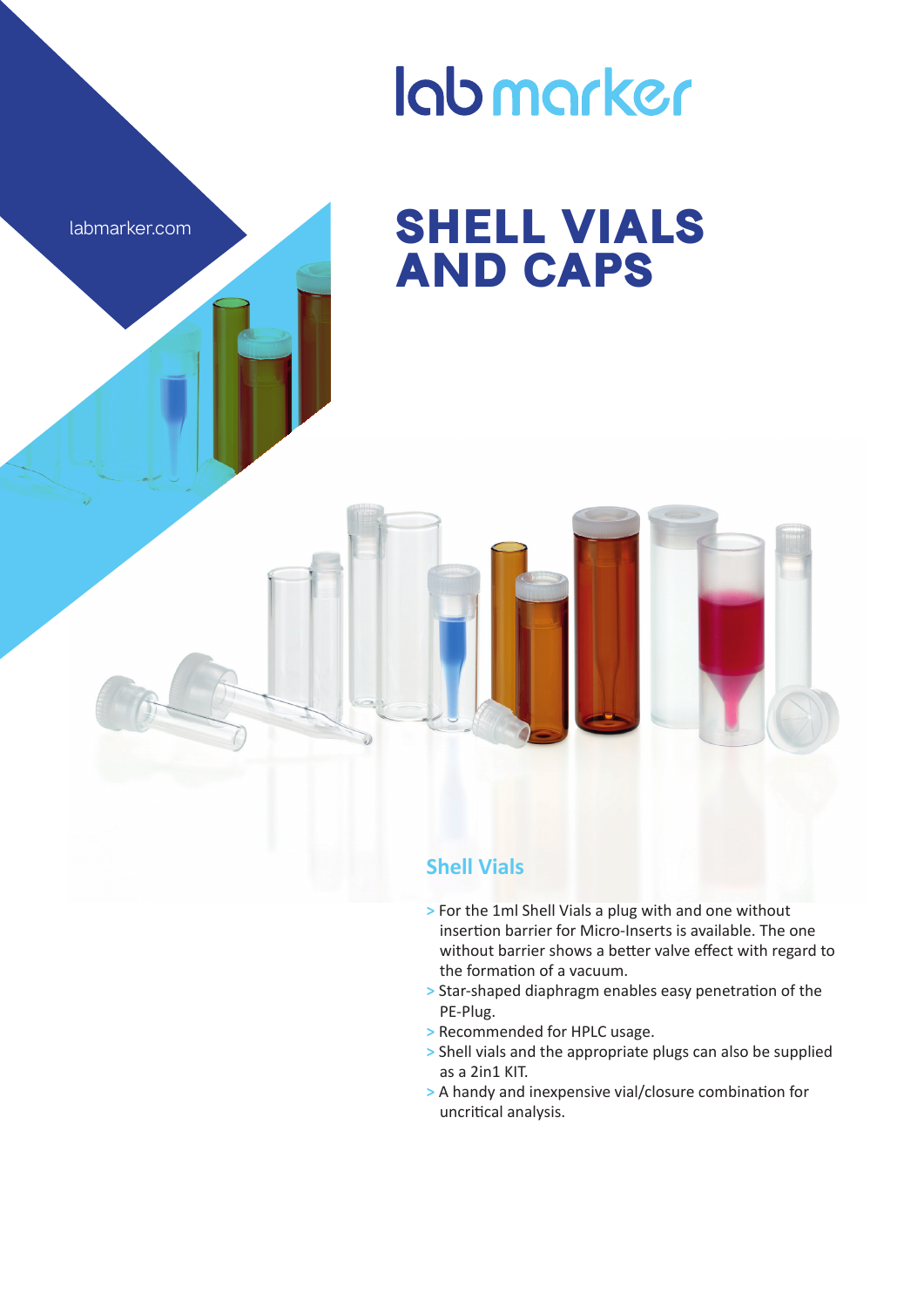lab marker

labmarker.com

# SHELL VIALS AND CAPS

## Shell Vials

- For the 1ml Shell Vials a plug with and one without insertion barrier for Micro-Inserts is available. The one without barrier shows a better valve effect with regard to the formation of a vacuum.
- Star-shaped diaphragm enables easy penetration of the PE-Plug.
- Recommended for HPLC usage.
- Shell vials and the appropriate plugs can also be supplied as a 2in1 KIT.
- A handy and inexpensive vial/closure combination for uncritical analysis.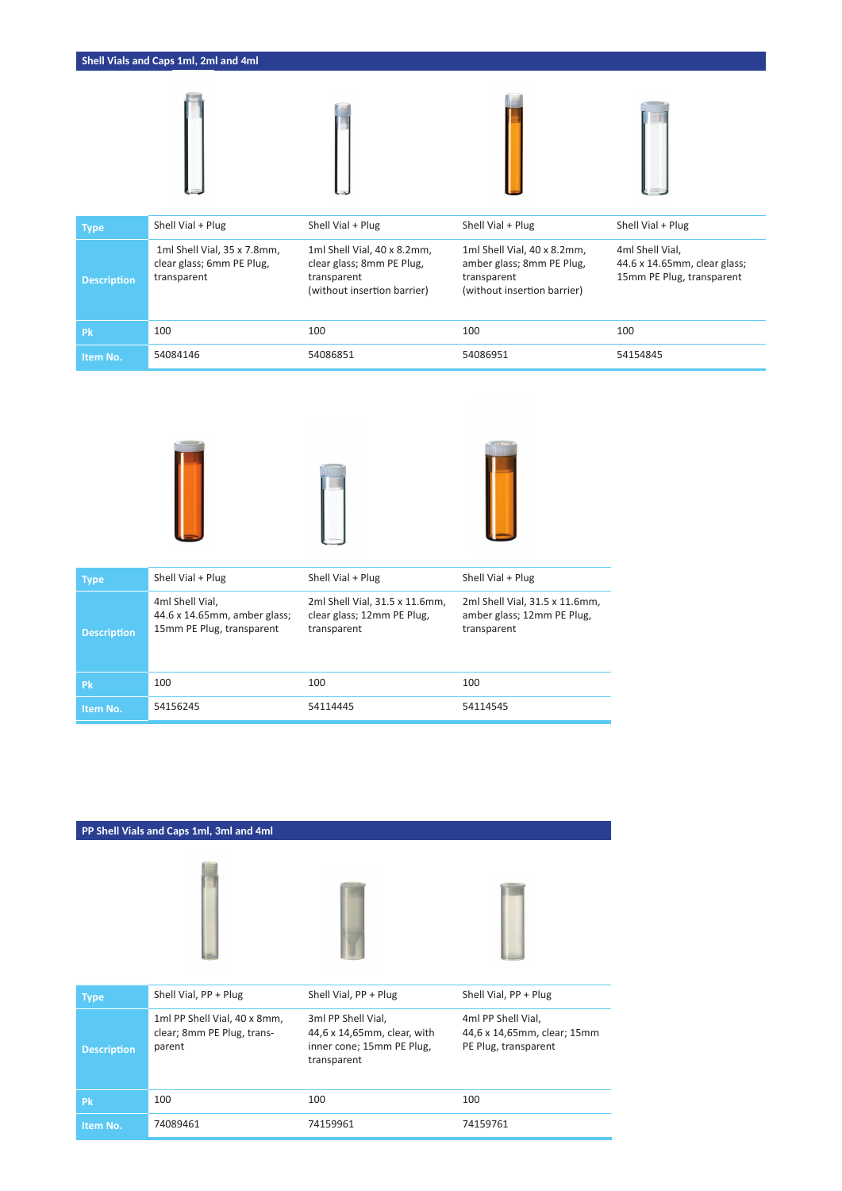## Shell Vials and Caps 1ml, 2ml and 4ml

| Type | Shell Vial + Plug | Shell Vial + Plug | Shell Vial + Plug | Shell Vial + Plug |
|---|---|---|---|---|
| Description | 1ml Shell Vial, 35 x 7.8mm, clear glass; 6mm PE Plug, transparent | 1ml Shell Vial, 40 x 8.2mm, clear glass; 8mm PE Plug, transparent (without insertion barrier) | 1ml Shell Vial, 40 x 8.2mm, amber glass; 8mm PE Plug, transparent (without insertion barrier) | 4ml Shell Vial, 44.6 x 14.65mm, clear glass; 15mm PE Plug, transparent |
| Pk | 100 | 100 | 100 | 100 |
| Item No. | 54084146 | 54086851 | 54086951 | 54154845 |

| Type | Shell Vial + Plug | Shell Vial + Plug | Shell Vial + Plug |
|---|---|---|---|
| Description | 4ml Shell Vial, 44.6 x 14.65mm, amber glass; 15mm PE Plug, transparent | 2ml Shell Vial, 31.5 x 11.6mm, clear glass; 12mm PE Plug, transparent | 2ml Shell Vial, 31.5 x 11.6mm, amber glass; 12mm PE Plug, transparent |
| Pk | 100 | 100 | 100 |
| Item No. | 54156245 | 54114445 | 54114545 |

## PP Shell Vials and Caps 1ml, 3ml and 4ml

| Type | Shell Vial, PP + Plug | Shell Vial, PP + Plug | Shell Vial, PP + Plug |
|---|---|---|---|
| Description | 1ml PP Shell Vial, 40 x 8mm, clear; 8mm PE Plug, trans-parent | 3ml PP Shell Vial, 44,6 x 14,65mm, clear, with inner cone; 15mm PE Plug, transparent | 4ml PP Shell Vial, 44,6 x 14,65mm, clear; 15mm PE Plug, transparent |
| Pk | 100 | 100 | 100 |
| Item No. | 74089461 | 74159961 | 74159761 |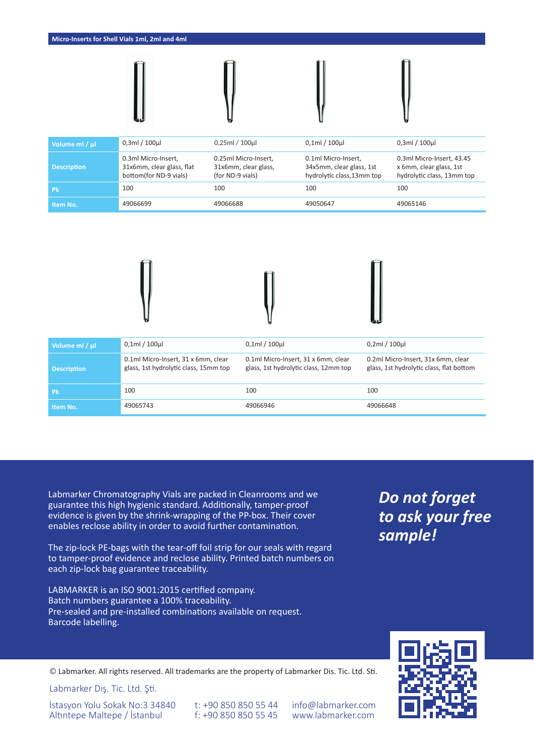## Micro-Inserts for Shell Vials 1ml, 2ml and 4ml

| Volume ml / µl | 0,3ml / 100µl | 0,25ml / 100µl | 0,1ml / 100µl | 0,3ml / 100µl |
|---|---|---|---|---|
| Description | 0.3ml Micro-Insert, 31x6mm, clear glass, flat bottom(for ND-9 vials) | 0.25ml Micro-Insert, 31x6mm, clear glass, (for ND-9 vials) | 0.1ml Micro-Insert, 34x5mm, clear glass, 1st hydrolytic class,13mm top | 0.3ml Micro-Insert, 43.45 x 6mm, clear glass, 1st hydrolytic class, 13mm top |
| Pk | 100 | 100 | 100 | 100 |
| Item No. | 49066699 | 49066688 | 49050647 | 49065146 |

| Volume ml / µl | 0,1ml / 100µl | 0,1ml / 100µl | 0,2ml / 100µl |
|---|---|---|---|
| Description | 0.1ml Micro-Insert, 31 x 6mm, clear glass, 1st hydrolytic class, 15mm top | 0.1ml Micro-Insert, 31 x 6mm, clear glass, 1st hydrolytic class, 12mm top | 0.2ml Micro-Insert, 31x 6mm, clear glass, 1st hydrolytic class, flat bottom |
| Pk | 100 | 100 | 100 |
| Item No. | 49065743 | 49066946 | 49066648 |

Labmarker Chromatography Vials are packed in Cleanrooms and we guarantee this high hygienic standard. Additionally, tamper-proof evidence is given by the shrink-wrapping of the PP-box. Their cover enables reclose ability in order to avoid further contamination.

The zip-lock PE-bags with the tear-off foil strip for our seals with regard to tamper-proof evidence and reclose ability. Printed batch numbers on each zip-lock bag guarantee traceability.

LABMARKER is an ISO 9001:2015 certified company.
Batch numbers guarantee a 100% traceability.
Pre-sealed and pre-installed combinations available on request.
Barcode labelling.

***Do not forget to ask your free sample!***

© Labmarker. All rights reserved. All trademarks are the property of Labmarker Dis. Tic. Ltd. Sti.

Labmarker Dış. Tic. Ltd. Şti.

İstasyon Yolu Sokak No:3 34840
Altıntepe Maltepe / İstanbul

t: +90 850 850 55 44
f: +90 850 850 55 45

info@labmarker.com
www.labmarker.com